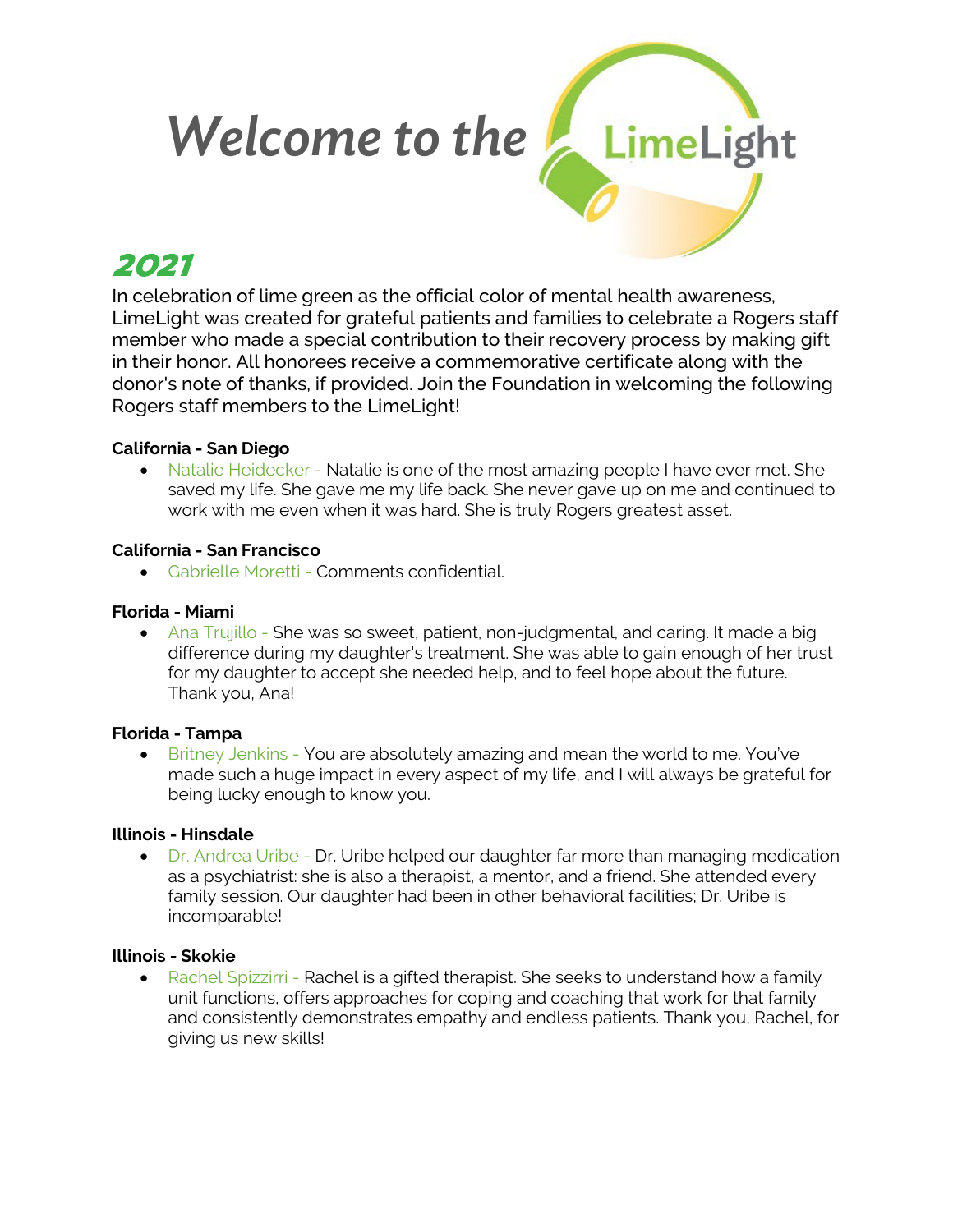# Welcome to the LimeLight

## 2021

In celebration of lime green as the official color of mental health awareness, LimeLight was created for grateful patients and families to celebrate a Rogers staff member who made a special contribution to their recovery process by making gift in their honor. All honorees receive a commemorative certificate along with the donor's note of thanks, if provided. Join the Foundation in welcoming the following Rogers staff members to the LimeLight!

**California - San Diego**

- Natalie Heidecker - Natalie is one of the most amazing people I have ever met. She saved my life. She gave me my life back. She never gave up on me and continued to work with me even when it was hard. She is truly Rogers greatest asset.

**California - San Francisco**

- Gabrielle Moretti - Comments confidential.

**Florida - Miami**

- Ana Trujillo - She was so sweet, patient, non-judgmental, and caring. It made a big difference during my daughter's treatment. She was able to gain enough of her trust for my daughter to accept she needed help, and to feel hope about the future. Thank you, Ana!

**Florida - Tampa**

- Britney Jenkins - You are absolutely amazing and mean the world to me. You've made such a huge impact in every aspect of my life, and I will always be grateful for being lucky enough to know you.

**Illinois - Hinsdale**

- Dr. Andrea Uribe - Dr. Uribe helped our daughter far more than managing medication as a psychiatrist: she is also a therapist, a mentor, and a friend. She attended every family session. Our daughter had been in other behavioral facilities; Dr. Uribe is incomparable!

**Illinois - Skokie**

- Rachel Spizzirri - Rachel is a gifted therapist. She seeks to understand how a family unit functions, offers approaches for coping and coaching that work for that family and consistently demonstrates empathy and endless patients. Thank you, Rachel, for giving us new skills!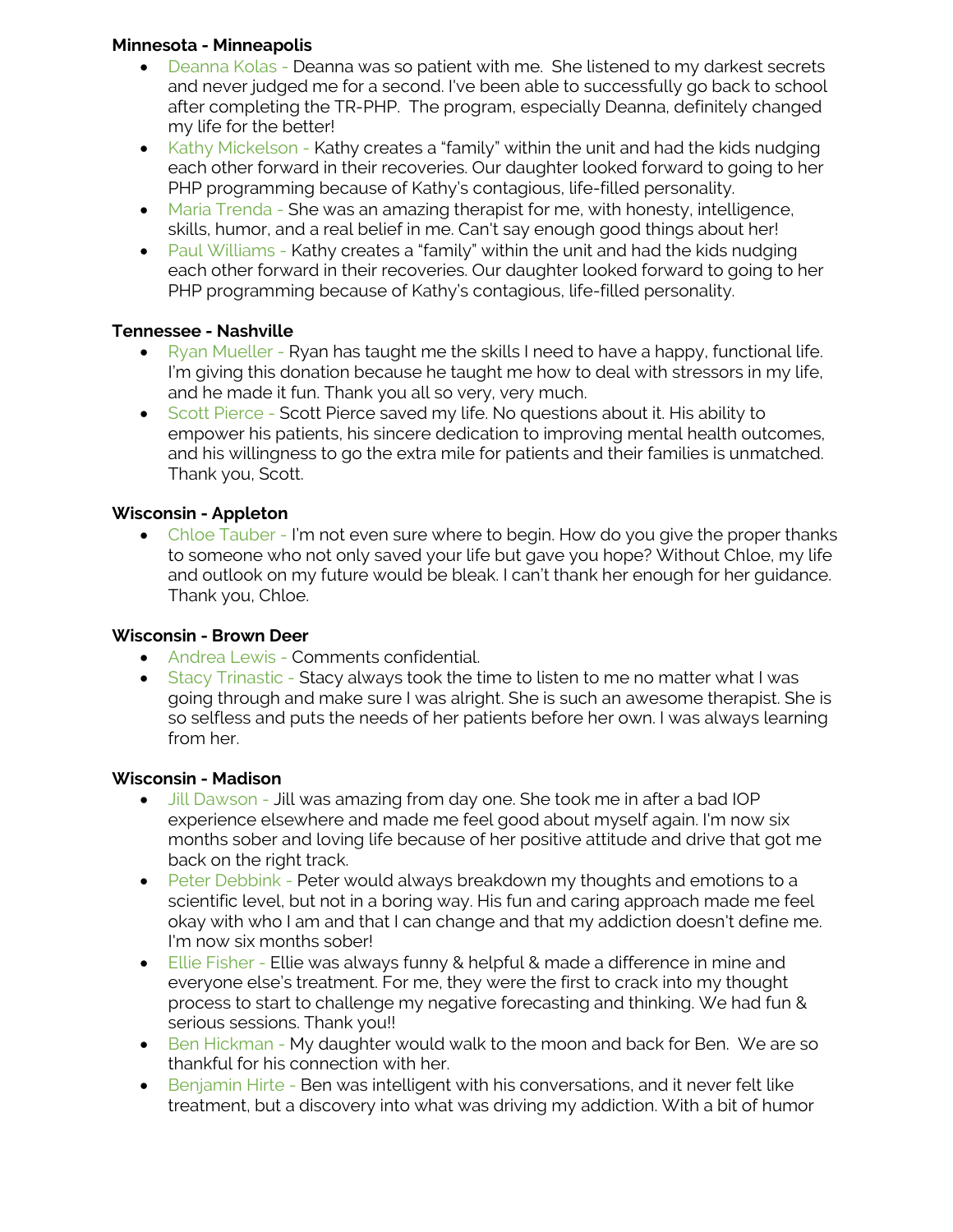**Minnesota - Minneapolis**

- Deanna Kolas - Deanna was so patient with me. She listened to my darkest secrets and never judged me for a second. I've been able to successfully go back to school after completing the TR-PHP. The program, especially Deanna, definitely changed my life for the better!
- Kathy Mickelson - Kathy creates a "family" within the unit and had the kids nudging each other forward in their recoveries. Our daughter looked forward to going to her PHP programming because of Kathy's contagious, life-filled personality.
- Maria Trenda - She was an amazing therapist for me, with honesty, intelligence, skills, humor, and a real belief in me. Can't say enough good things about her!
- Paul Williams - Kathy creates a "family" within the unit and had the kids nudging each other forward in their recoveries. Our daughter looked forward to going to her PHP programming because of Kathy's contagious, life-filled personality.

**Tennessee - Nashville**

- Ryan Mueller - Ryan has taught me the skills I need to have a happy, functional life. I'm giving this donation because he taught me how to deal with stressors in my life, and he made it fun. Thank you all so very, very much.
- Scott Pierce - Scott Pierce saved my life. No questions about it. His ability to empower his patients, his sincere dedication to improving mental health outcomes, and his willingness to go the extra mile for patients and their families is unmatched. Thank you, Scott.

**Wisconsin - Appleton**

- Chloe Tauber - I'm not even sure where to begin. How do you give the proper thanks to someone who not only saved your life but gave you hope? Without Chloe, my life and outlook on my future would be bleak. I can't thank her enough for her guidance. Thank you, Chloe.

**Wisconsin - Brown Deer**

- Andrea Lewis - Comments confidential.
- Stacy Trinastic - Stacy always took the time to listen to me no matter what I was going through and make sure I was alright. She is such an awesome therapist. She is so selfless and puts the needs of her patients before her own. I was always learning from her.

**Wisconsin - Madison**

- Jill Dawson - Jill was amazing from day one. She took me in after a bad IOP experience elsewhere and made me feel good about myself again. I'm now six months sober and loving life because of her positive attitude and drive that got me back on the right track.
- Peter Debbink - Peter would always breakdown my thoughts and emotions to a scientific level, but not in a boring way. His fun and caring approach made me feel okay with who I am and that I can change and that my addiction doesn't define me. I'm now six months sober!
- Ellie Fisher - Ellie was always funny & helpful & made a difference in mine and everyone else's treatment. For me, they were the first to crack into my thought process to start to challenge my negative forecasting and thinking. We had fun & serious sessions. Thank you!!
- Ben Hickman - My daughter would walk to the moon and back for Ben. We are so thankful for his connection with her.
- Benjamin Hirte - Ben was intelligent with his conversations, and it never felt like treatment, but a discovery into what was driving my addiction. With a bit of humor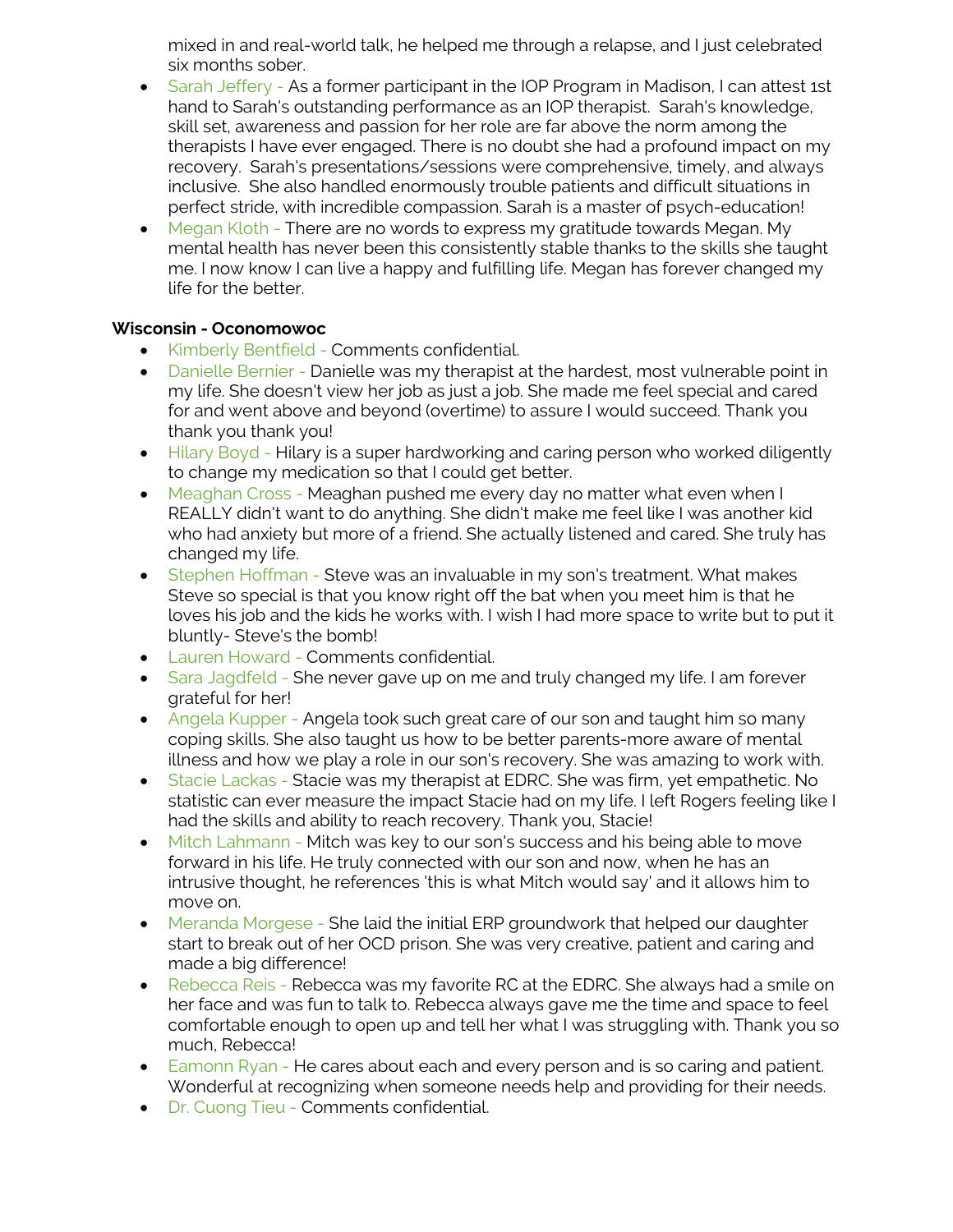mixed in and real-world talk, he helped me through a relapse, and I just celebrated six months sober.

- Sarah Jeffery - As a former participant in the IOP Program in Madison, I can attest 1st hand to Sarah's outstanding performance as an IOP therapist. Sarah's knowledge, skill set, awareness and passion for her role are far above the norm among the therapists I have ever engaged. There is no doubt she had a profound impact on my recovery. Sarah's presentations/sessions were comprehensive, timely, and always inclusive. She also handled enormously trouble patients and difficult situations in perfect stride, with incredible compassion. Sarah is a master of psych-education!
- Megan Kloth - There are no words to express my gratitude towards Megan. My mental health has never been this consistently stable thanks to the skills she taught me. I now know I can live a happy and fulfilling life. Megan has forever changed my life for the better.

**Wisconsin - Oconomowoc**

- Kimberly Bentfield - Comments confidential.
- Danielle Bernier - Danielle was my therapist at the hardest, most vulnerable point in my life. She doesn't view her job as just a job. She made me feel special and cared for and went above and beyond (overtime) to assure I would succeed. Thank you thank you thank you!
- Hilary Boyd - Hilary is a super hardworking and caring person who worked diligently to change my medication so that I could get better.
- Meaghan Cross - Meaghan pushed me every day no matter what even when I REALLY didn't want to do anything. She didn't make me feel like I was another kid who had anxiety but more of a friend. She actually listened and cared. She truly has changed my life.
- Stephen Hoffman - Steve was an invaluable in my son's treatment. What makes Steve so special is that you know right off the bat when you meet him is that he loves his job and the kids he works with. I wish I had more space to write but to put it bluntly- Steve's the bomb!
- Lauren Howard - Comments confidential.
- Sara Jagdfeld - She never gave up on me and truly changed my life. I am forever grateful for her!
- Angela Kupper - Angela took such great care of our son and taught him so many coping skills. She also taught us how to be better parents-more aware of mental illness and how we play a role in our son's recovery. She was amazing to work with.
- Stacie Lackas - Stacie was my therapist at EDRC. She was firm, yet empathetic. No statistic can ever measure the impact Stacie had on my life. I left Rogers feeling like I had the skills and ability to reach recovery. Thank you, Stacie!
- Mitch Lahmann - Mitch was key to our son's success and his being able to move forward in his life. He truly connected with our son and now, when he has an intrusive thought, he references 'this is what Mitch would say' and it allows him to move on.
- Meranda Morgese - She laid the initial ERP groundwork that helped our daughter start to break out of her OCD prison. She was very creative, patient and caring and made a big difference!
- Rebecca Reis - Rebecca was my favorite RC at the EDRC. She always had a smile on her face and was fun to talk to. Rebecca always gave me the time and space to feel comfortable enough to open up and tell her what I was struggling with. Thank you so much, Rebecca!
- Eamonn Ryan - He cares about each and every person and is so caring and patient. Wonderful at recognizing when someone needs help and providing for their needs.
- Dr. Cuong Tieu - Comments confidential.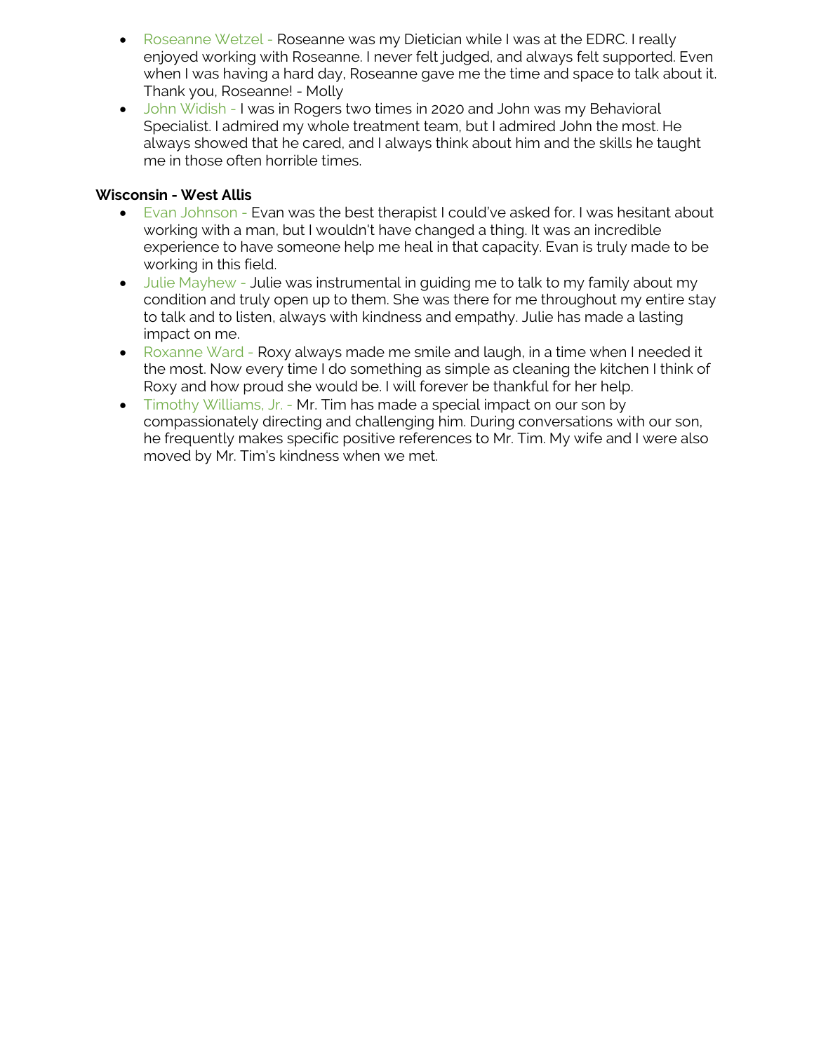- Roseanne Wetzel - Roseanne was my Dietician while I was at the EDRC. I really enjoyed working with Roseanne. I never felt judged, and always felt supported. Even when I was having a hard day, Roseanne gave me the time and space to talk about it. Thank you, Roseanne! - Molly
- John Widish - I was in Rogers two times in 2020 and John was my Behavioral Specialist. I admired my whole treatment team, but I admired John the most. He always showed that he cared, and I always think about him and the skills he taught me in those often horrible times.

**Wisconsin - West Allis**

- Evan Johnson - Evan was the best therapist I could've asked for. I was hesitant about working with a man, but I wouldn't have changed a thing. It was an incredible experience to have someone help me heal in that capacity. Evan is truly made to be working in this field.
- Julie Mayhew - Julie was instrumental in guiding me to talk to my family about my condition and truly open up to them. She was there for me throughout my entire stay to talk and to listen, always with kindness and empathy. Julie has made a lasting impact on me.
- Roxanne Ward - Roxy always made me smile and laugh, in a time when I needed it the most. Now every time I do something as simple as cleaning the kitchen I think of Roxy and how proud she would be. I will forever be thankful for her help.
- Timothy Williams, Jr. - Mr. Tim has made a special impact on our son by compassionately directing and challenging him. During conversations with our son, he frequently makes specific positive references to Mr. Tim. My wife and I were also moved by Mr. Tim's kindness when we met.